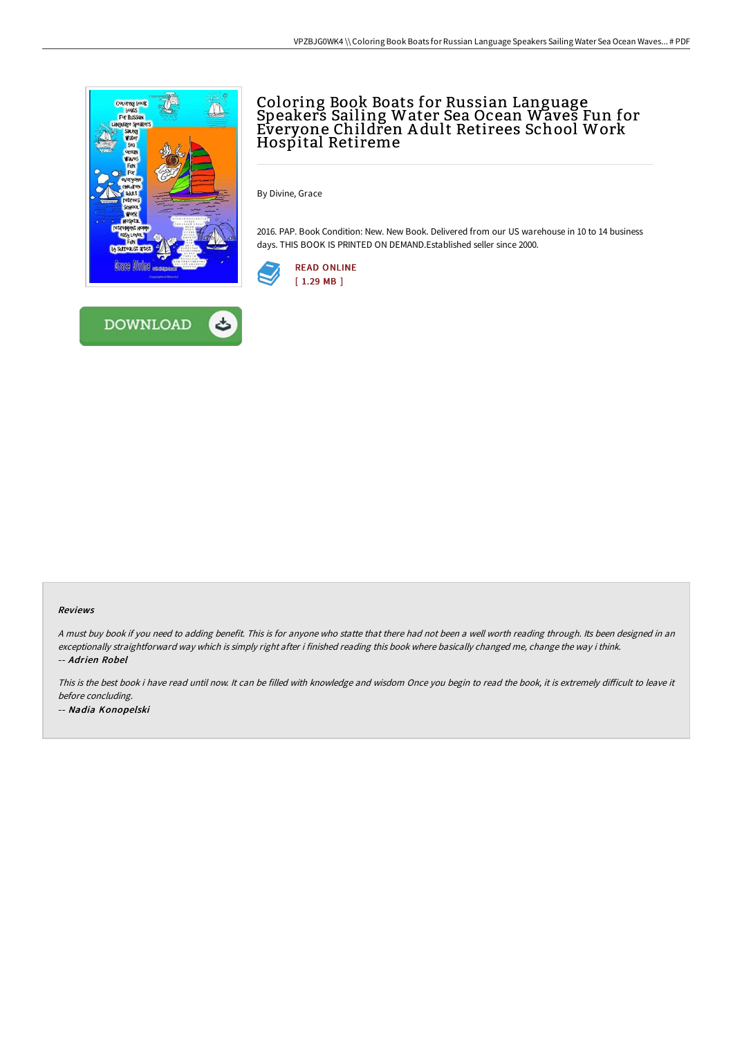# Coloring Book Boats for Russian Language Speakers Sailing Water Sea Ocean Waves Fun for Everyone Children Adult Retirees School Work Hospital Retireme

By Divine, Grace

2016. PAP. Book Condition: New. New Book. Delivered from our US warehouse in 10 to 14 business days. THIS BOOK IS PRINTED ON DEMAND.Established seller since 2000.

READ ONLINE
[ 1.29 MB ]

DOWNLOAD

#### Reviews

*A must buy book if you need to adding benefit. This is for anyone who statte that there had not been a well worth reading through. Its been designed in an exceptionally straightforward way which is simply right after i finished reading this book where basically changed me, change the way i think.*

*-- Adrien Robel*

*This is the best book i have read until now. It can be filled with knowledge and wisdom Once you begin to read the book, it is extremely difficult to leave it before concluding.*

*-- Nadia Konopelski*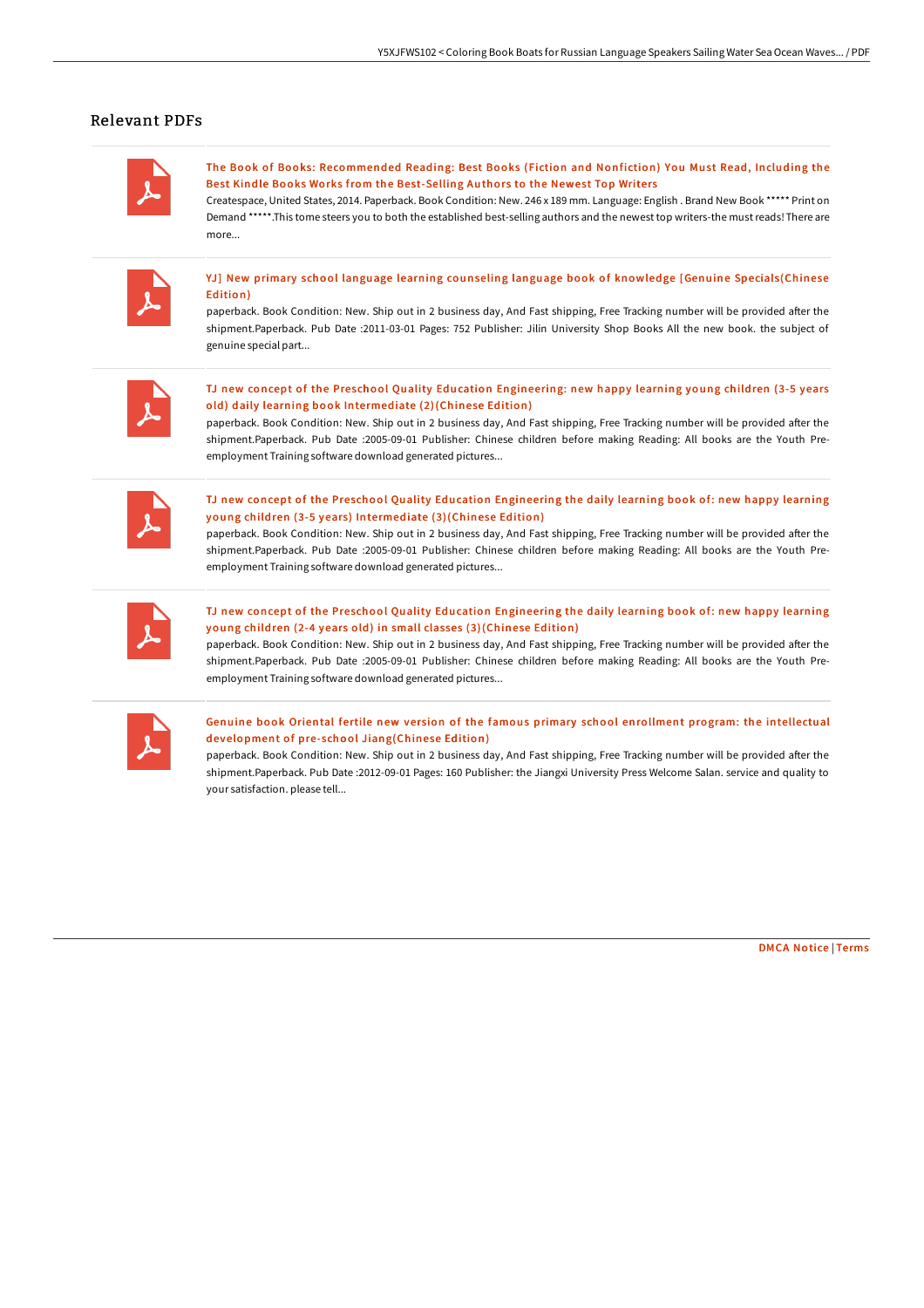## Relevant PDFs

**The Book of Books: Recommended Reading: Best Books (Fiction and Nonfiction) You Must Read, Including the Best Kindle Books Works from the Best-Selling Authors to the Newest Top Writers**

Createspace, United States, 2014. Paperback. Book Condition: New. 246 x 189 mm. Language: English . Brand New Book ***** Print on Demand *****.This tome steers you to both the established best-selling authors and the newest top writers-the must reads! There are more...

**YJ] New primary school language learning counseling language book of knowledge [Genuine Specials(Chinese Edition)**

paperback. Book Condition: New. Ship out in 2 business day, And Fast shipping, Free Tracking number will be provided after the shipment.Paperback. Pub Date :2011-03-01 Pages: 752 Publisher: Jilin University Shop Books All the new book. the subject of genuine special part...

**TJ new concept of the Preschool Quality Education Engineering: new happy learning young children (3-5 years old) daily learning book Intermediate (2)(Chinese Edition)**

paperback. Book Condition: New. Ship out in 2 business day, And Fast shipping, Free Tracking number will be provided after the shipment.Paperback. Pub Date :2005-09-01 Publisher: Chinese children before making Reading: All books are the Youth Pre-employment Training software download generated pictures...

**TJ new concept of the Preschool Quality Education Engineering the daily learning book of: new happy learning young children (3-5 years) Intermediate (3)(Chinese Edition)**

paperback. Book Condition: New. Ship out in 2 business day, And Fast shipping, Free Tracking number will be provided after the shipment.Paperback. Pub Date :2005-09-01 Publisher: Chinese children before making Reading: All books are the Youth Pre-employment Training software download generated pictures...

**TJ new concept of the Preschool Quality Education Engineering the daily learning book of: new happy learning young children (2-4 years old) in small classes (3)(Chinese Edition)**

paperback. Book Condition: New. Ship out in 2 business day, And Fast shipping, Free Tracking number will be provided after the shipment.Paperback. Pub Date :2005-09-01 Publisher: Chinese children before making Reading: All books are the Youth Pre-employment Training software download generated pictures...

**Genuine book Oriental fertile new version of the famous primary school enrollment program: the intellectual development of pre-school Jiang(Chinese Edition)**

paperback. Book Condition: New. Ship out in 2 business day, And Fast shipping, Free Tracking number will be provided after the shipment.Paperback. Pub Date :2012-09-01 Pages: 160 Publisher: the Jiangxi University Press Welcome Salan. service and quality to your satisfaction. please tell...

DMCA Notice | Terms